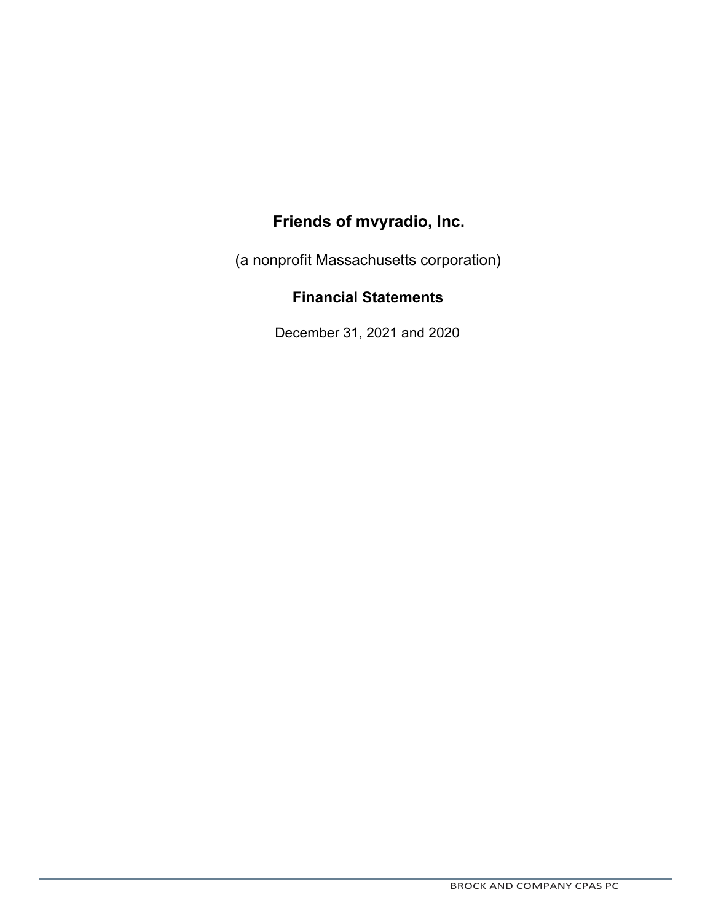# Friends of mvyradio, Inc.

(a nonprofit Massachusetts corporation)

## Financial Statements

December 31, 2021 and 2020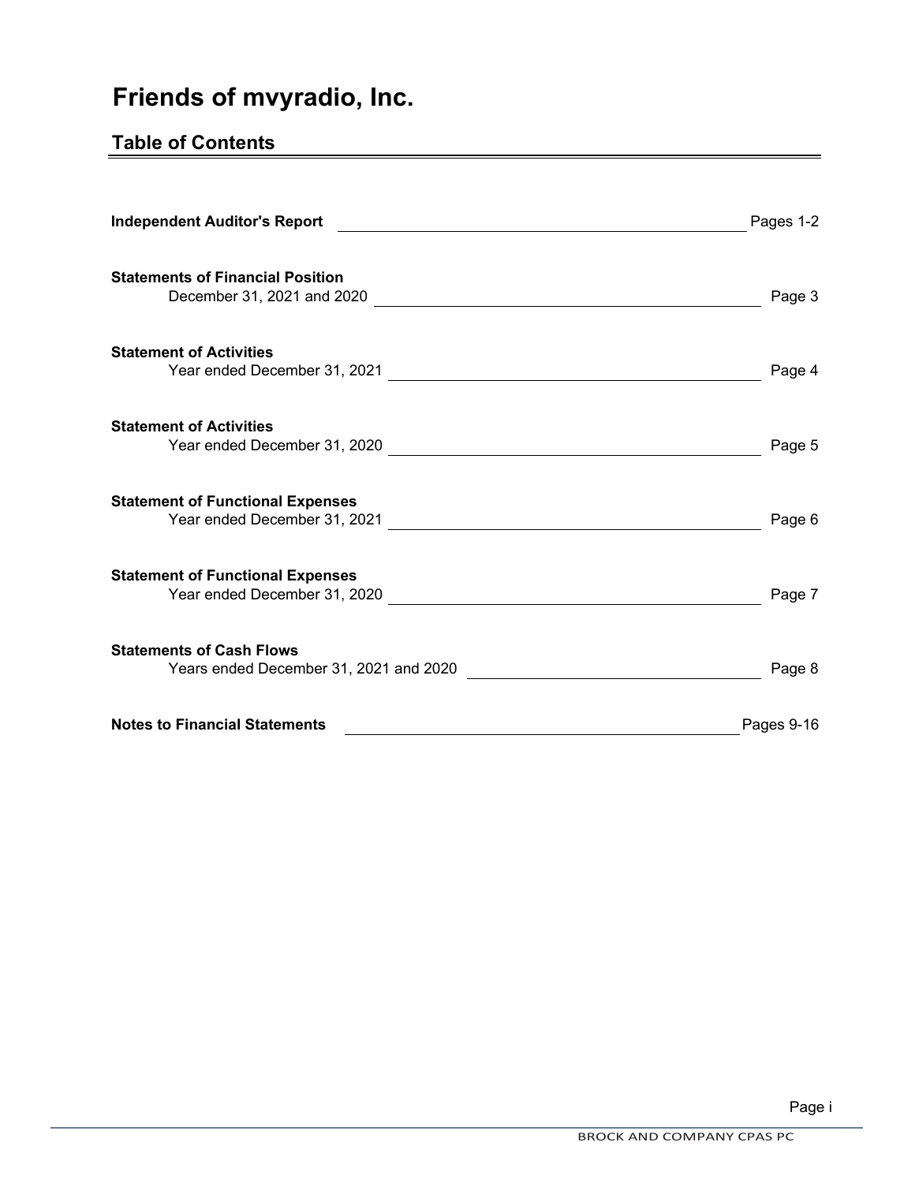# Friends of mvyradio, Inc.

## Table of Contents

| | |
|---|---|
| **Independent Auditor's Report** | Pages 1-2 |
| **Statements of Financial Position**<br>December 31, 2021 and 2020 | Page 3 |
| **Statement of Activities**<br>Year ended December 31, 2021 | Page 4 |
| **Statement of Activities**<br>Year ended December 31, 2020 | Page 5 |
| **Statement of Functional Expenses**<br>Year ended December 31, 2021 | Page 6 |
| **Statement of Functional Expenses**<br>Year ended December 31, 2020 | Page 7 |
| **Statements of Cash Flows**<br>Years ended December 31, 2021 and 2020 | Page 8 |
| **Notes to Financial Statements** | Pages 9-16 |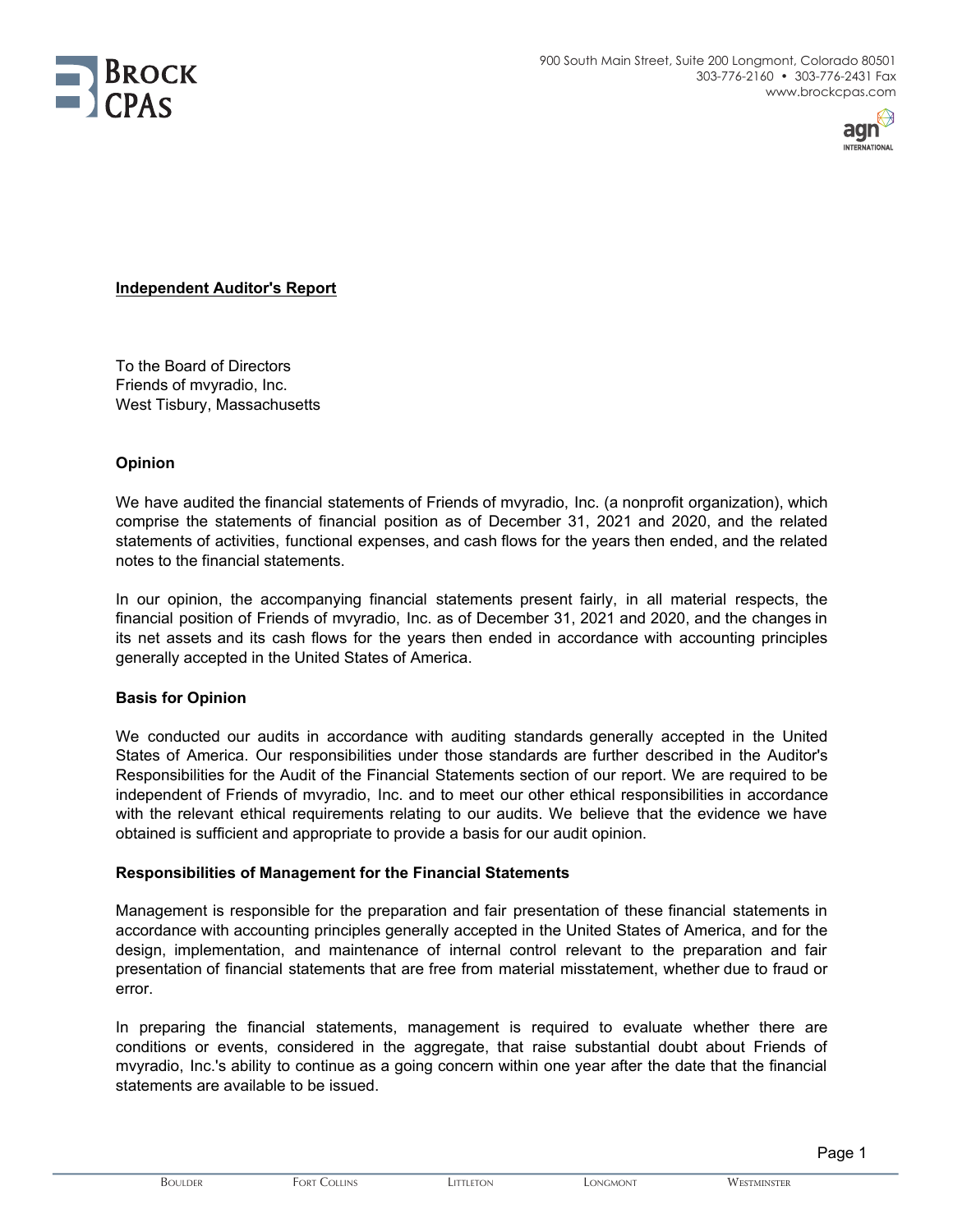**Independent Auditor's Report**

To the Board of Directors
Friends of mvyradio, Inc.
West Tisbury, Massachusetts

**Opinion**

We have audited the financial statements of Friends of mvyradio, Inc. (a nonprofit organization), which comprise the statements of financial position as of December 31, 2021 and 2020, and the related statements of activities, functional expenses, and cash flows for the years then ended, and the related notes to the financial statements.

In our opinion, the accompanying financial statements present fairly, in all material respects, the financial position of Friends of mvyradio, Inc. as of December 31, 2021 and 2020, and the changes in its net assets and its cash flows for the years then ended in accordance with accounting principles generally accepted in the United States of America.

**Basis for Opinion**

We conducted our audits in accordance with auditing standards generally accepted in the United States of America. Our responsibilities under those standards are further described in the Auditor's Responsibilities for the Audit of the Financial Statements section of our report. We are required to be independent of Friends of mvyradio, Inc. and to meet our other ethical responsibilities in accordance with the relevant ethical requirements relating to our audits. We believe that the evidence we have obtained is sufficient and appropriate to provide a basis for our audit opinion.

**Responsibilities of Management for the Financial Statements**

Management is responsible for the preparation and fair presentation of these financial statements in accordance with accounting principles generally accepted in the United States of America, and for the design, implementation, and maintenance of internal control relevant to the preparation and fair presentation of financial statements that are free from material misstatement, whether due to fraud or error.

In preparing the financial statements, management is required to evaluate whether there are conditions or events, considered in the aggregate, that raise substantial doubt about Friends of mvyradio, Inc.'s ability to continue as a going concern within one year after the date that the financial statements are available to be issued.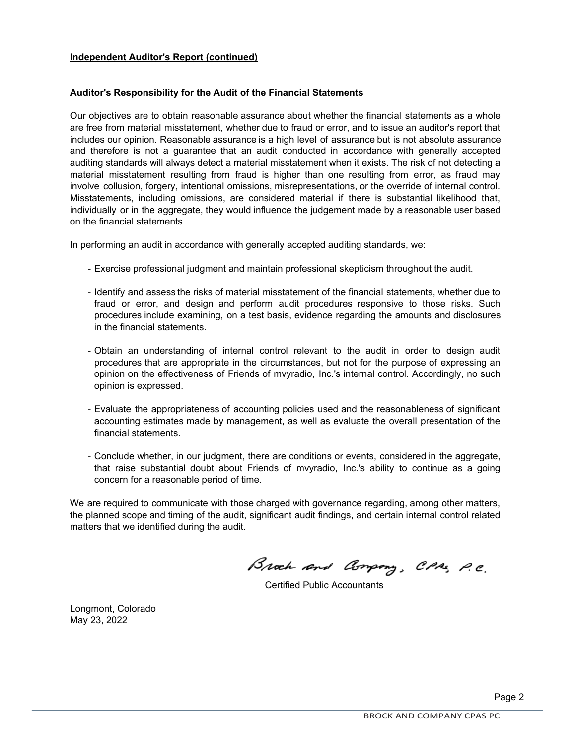**Independent Auditor's Report (continued)**

**Auditor's Responsibility for the Audit of the Financial Statements**

Our objectives are to obtain reasonable assurance about whether the financial statements as a whole are free from material misstatement, whether due to fraud or error, and to issue an auditor's report that includes our opinion. Reasonable assurance is a high level of assurance but is not absolute assurance and therefore is not a guarantee that an audit conducted in accordance with generally accepted auditing standards will always detect a material misstatement when it exists. The risk of not detecting a material misstatement resulting from fraud is higher than one resulting from error, as fraud may involve collusion, forgery, intentional omissions, misrepresentations, or the override of internal control. Misstatements, including omissions, are considered material if there is substantial likelihood that, individually or in the aggregate, they would influence the judgement made by a reasonable user based on the financial statements.

In performing an audit in accordance with generally accepted auditing standards, we:

- Exercise professional judgment and maintain professional skepticism throughout the audit.

- Identify and assess the risks of material misstatement of the financial statements, whether due to fraud or error, and design and perform audit procedures responsive to those risks. Such procedures include examining, on a test basis, evidence regarding the amounts and disclosures in the financial statements.

- Obtain an understanding of internal control relevant to the audit in order to design audit procedures that are appropriate in the circumstances, but not for the purpose of expressing an opinion on the effectiveness of Friends of mvyradio, Inc.'s internal control. Accordingly, no such opinion is expressed.

- Evaluate the appropriateness of accounting policies used and the reasonableness of significant accounting estimates made by management, as well as evaluate the overall presentation of the financial statements.

- Conclude whether, in our judgment, there are conditions or events, considered in the aggregate, that raise substantial doubt about Friends of mvyradio, Inc.'s ability to continue as a going concern for a reasonable period of time.

We are required to communicate with those charged with governance regarding, among other matters, the planned scope and timing of the audit, significant audit findings, and certain internal control related matters that we identified during the audit.

Brock and Company, CPAs, P.C.

Certified Public Accountants

Longmont, Colorado
May 23, 2022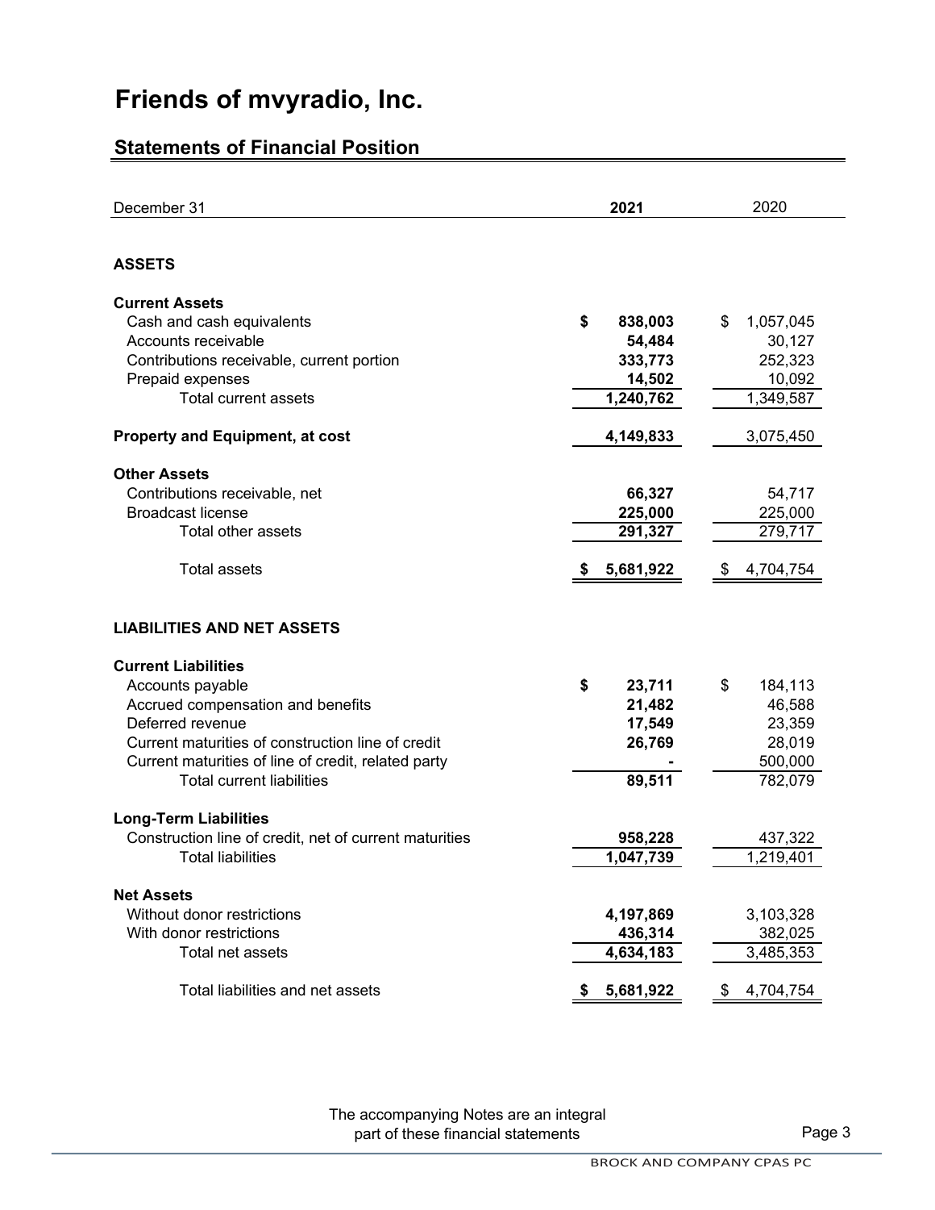# Friends of mvyradio, Inc.

## Statements of Financial Position

| December 31 | 2021 | 2020 |
|---|---|---|
| **ASSETS** | | |
| **Current Assets** | | |
| Cash and cash equivalents | **$ 838,003** | $ 1,057,045 |
| Accounts receivable | **54,484** | 30,127 |
| Contributions receivable, current portion | **333,773** | 252,323 |
| Prepaid expenses | **14,502** | 10,092 |
| Total current assets | **1,240,762** | 1,349,587 |
| **Property and Equipment, at cost** | **4,149,833** | 3,075,450 |
| **Other Assets** | | |
| Contributions receivable, net | **66,327** | 54,717 |
| Broadcast license | **225,000** | 225,000 |
| Total other assets | **291,327** | 279,717 |
| Total assets | **$ 5,681,922** | $ 4,704,754 |
| **LIABILITIES AND NET ASSETS** | | |
| **Current Liabilities** | | |
| Accounts payable | **$ 23,711** | $ 184,113 |
| Accrued compensation and benefits | **21,482** | 46,588 |
| Deferred revenue | **17,549** | 23,359 |
| Current maturities of construction line of credit | **26,769** | 28,019 |
| Current maturities of line of credit, related party | **-** | 500,000 |
| Total current liabilities | **89,511** | 782,079 |
| **Long-Term Liabilities** | | |
| Construction line of credit, net of current maturities | **958,228** | 437,322 |
| Total liabilities | **1,047,739** | 1,219,401 |
| **Net Assets** | | |
| Without donor restrictions | **4,197,869** | 3,103,328 |
| With donor restrictions | **436,314** | 382,025 |
| Total net assets | **4,634,183** | 3,485,353 |
| Total liabilities and net assets | **$ 5,681,922** | $ 4,704,754 |

The accompanying Notes are an integral part of these financial statements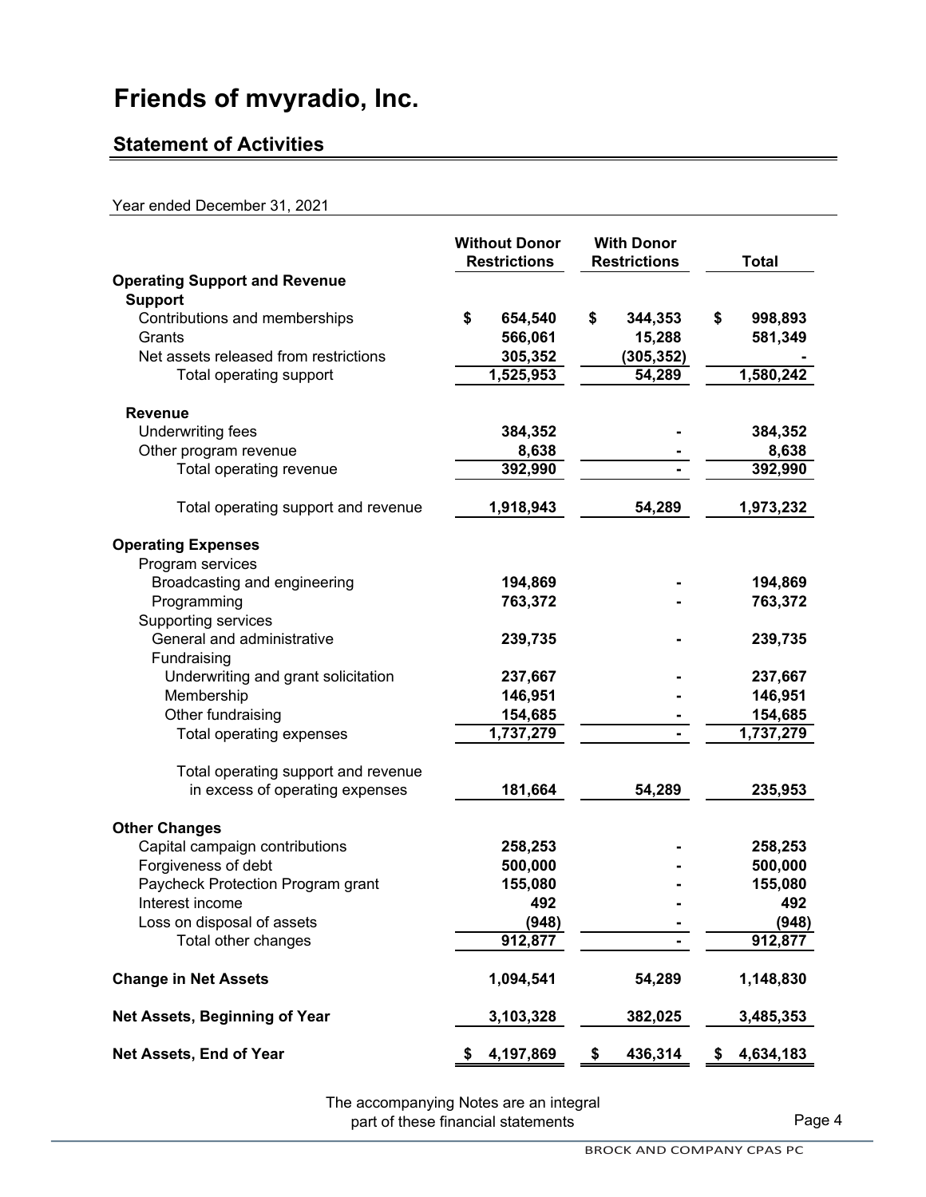# Friends of mvyradio, Inc.

## Statement of Activities

Year ended December 31, 2021

| | Without Donor Restrictions | With Donor Restrictions | Total |
|---|---|---|---|
| **Operating Support and Revenue** | | | |
| **Support** | | | |
| Contributions and memberships | $ 654,540 | $ 344,353 | $ 998,893 |
| Grants | 566,061 | 15,288 | 581,349 |
| Net assets released from restrictions | 305,352 | (305,352) | - |
| Total operating support | 1,525,953 | 54,289 | 1,580,242 |
| **Revenue** | | | |
| Underwriting fees | 384,352 | - | 384,352 |
| Other program revenue | 8,638 | - | 8,638 |
| Total operating revenue | 392,990 | - | 392,990 |
| Total operating support and revenue | 1,918,943 | 54,289 | 1,973,232 |
| **Operating Expenses** | | | |
| Program services | | | |
| Broadcasting and engineering | 194,869 | - | 194,869 |
| Programming | 763,372 | - | 763,372 |
| Supporting services | | | |
| General and administrative | 239,735 | - | 239,735 |
| Fundraising | | | |
| Underwriting and grant solicitation | 237,667 | - | 237,667 |
| Membership | 146,951 | - | 146,951 |
| Other fundraising | 154,685 | - | 154,685 |
| Total operating expenses | 1,737,279 | - | 1,737,279 |
| Total operating support and revenue in excess of operating expenses | 181,664 | 54,289 | 235,953 |
| **Other Changes** | | | |
| Capital campaign contributions | 258,253 | - | 258,253 |
| Forgiveness of debt | 500,000 | - | 500,000 |
| Paycheck Protection Program grant | 155,080 | - | 155,080 |
| Interest income | 492 | - | 492 |
| Loss on disposal of assets | (948) | - | (948) |
| Total other changes | 912,877 | - | 912,877 |
| **Change in Net Assets** | 1,094,541 | 54,289 | 1,148,830 |
| **Net Assets, Beginning of Year** | 3,103,328 | 382,025 | 3,485,353 |
| **Net Assets, End of Year** | $ 4,197,869 | $ 436,314 | $ 4,634,183 |

The accompanying Notes are an integral part of these financial statements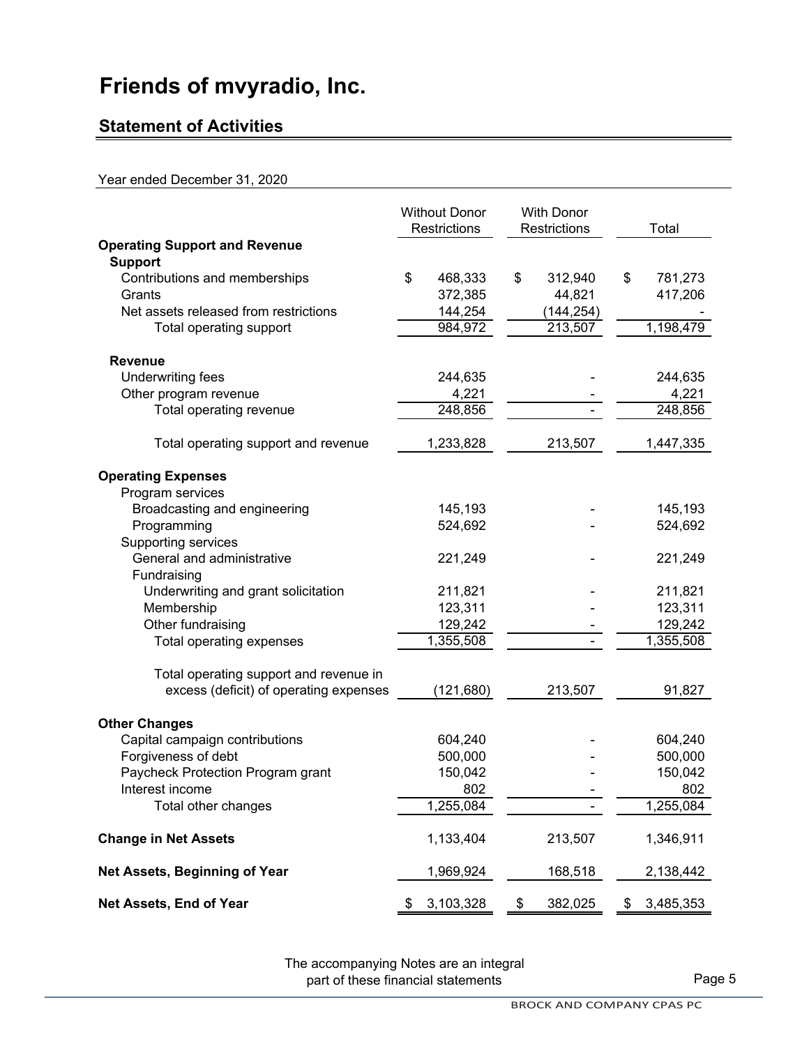# Friends of mvyradio, Inc.

## Statement of Activities

Year ended December 31, 2020

| | Without Donor Restrictions | With Donor Restrictions | Total |
|---|---|---|---|
| **Operating Support and Revenue** | | | |
| **Support** | | | |
| Contributions and memberships | $ 468,333 | $ 312,940 | $ 781,273 |
| Grants | 372,385 | 44,821 | 417,206 |
| Net assets released from restrictions | 144,254 | (144,254) | - |
| Total operating support | 984,972 | 213,507 | 1,198,479 |
| **Revenue** | | | |
| Underwriting fees | 244,635 | - | 244,635 |
| Other program revenue | 4,221 | - | 4,221 |
| Total operating revenue | 248,856 | - | 248,856 |
| Total operating support and revenue | 1,233,828 | 213,507 | 1,447,335 |
| **Operating Expenses** | | | |
| Program services | | | |
| Broadcasting and engineering | 145,193 | - | 145,193 |
| Programming | 524,692 | - | 524,692 |
| Supporting services | | | |
| General and administrative | 221,249 | - | 221,249 |
| Fundraising | | | |
| Underwriting and grant solicitation | 211,821 | - | 211,821 |
| Membership | 123,311 | - | 123,311 |
| Other fundraising | 129,242 | - | 129,242 |
| Total operating expenses | 1,355,508 | - | 1,355,508 |
| Total operating support and revenue in excess (deficit) of operating expenses | (121,680) | 213,507 | 91,827 |
| **Other Changes** | | | |
| Capital campaign contributions | 604,240 | - | 604,240 |
| Forgiveness of debt | 500,000 | - | 500,000 |
| Paycheck Protection Program grant | 150,042 | - | 150,042 |
| Interest income | 802 | - | 802 |
| Total other changes | 1,255,084 | - | 1,255,084 |
| **Change in Net Assets** | 1,133,404 | 213,507 | 1,346,911 |
| **Net Assets, Beginning of Year** | 1,969,924 | 168,518 | 2,138,442 |
| **Net Assets, End of Year** | $ 3,103,328 | $ 382,025 | $ 3,485,353 |

The accompanying Notes are an integral part of these financial statements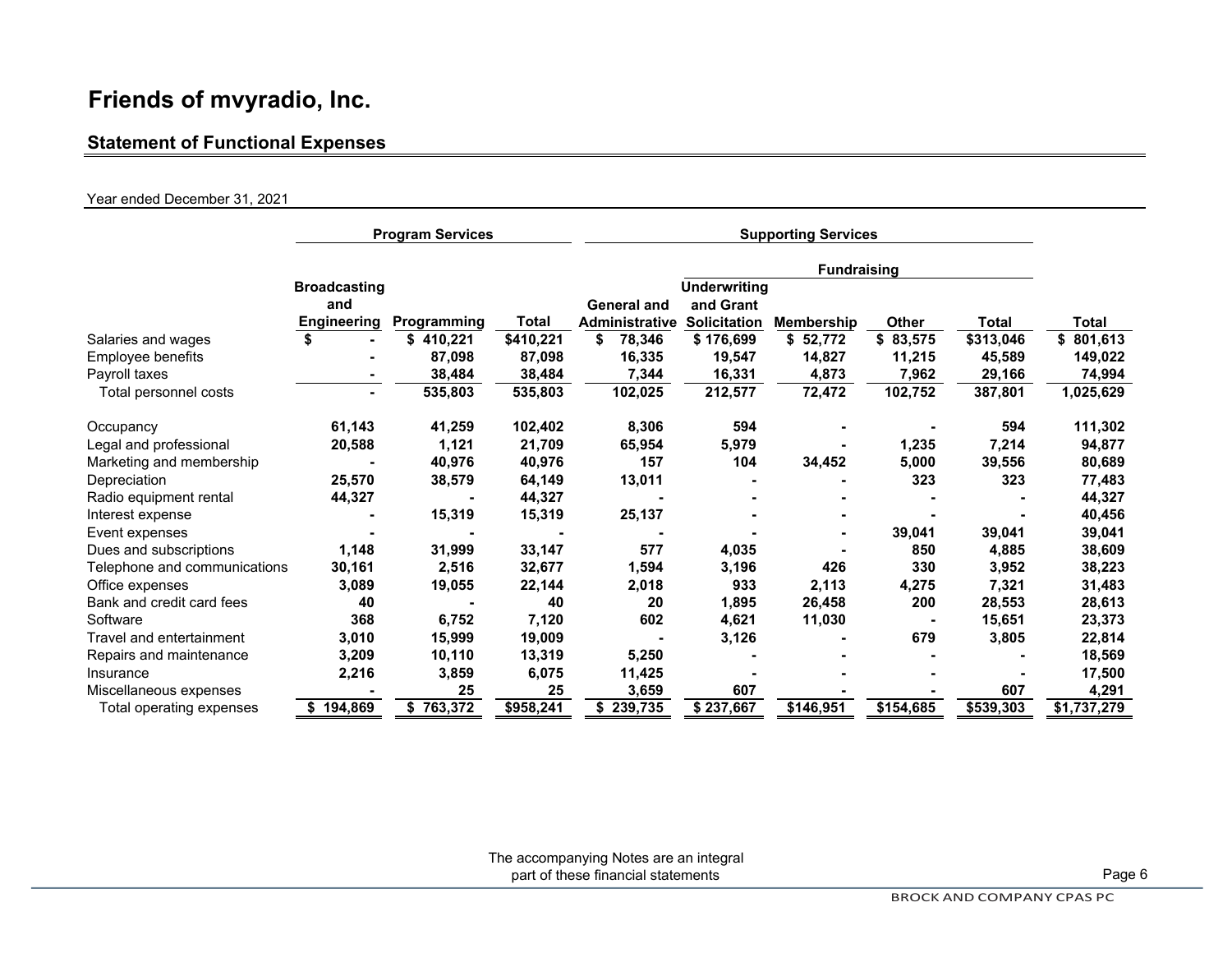# Friends of mvyradio, Inc.

## Statement of Functional Expenses

Year ended December 31, 2021

| | Program Services | | | Supporting Services | | | | | |
|---|---|---|---|---|---|---|---|---|---|
| | | | | | Fundraising | | | | |
| | Broadcasting and Engineering | Programming | Total | General and Administrative | Underwriting and Grant Solicitation | Membership | Other | Total | Total |
| Salaries and wages | $ - | $ 410,221 | $410,221 | $ 78,346 | $ 176,699 | $ 52,772 | $ 83,575 | $313,046 | $ 801,613 |
| Employee benefits | - | 87,098 | 87,098 | 16,335 | 19,547 | 14,827 | 11,215 | 45,589 | 149,022 |
| Payroll taxes | - | 38,484 | 38,484 | 7,344 | 16,331 | 4,873 | 7,962 | 29,166 | 74,994 |
| Total personnel costs | - | 535,803 | 535,803 | 102,025 | 212,577 | 72,472 | 102,752 | 387,801 | 1,025,629 |
| Occupancy | 61,143 | 41,259 | 102,402 | 8,306 | 594 | - | - | 594 | 111,302 |
| Legal and professional | 20,588 | 1,121 | 21,709 | 65,954 | 5,979 | - | 1,235 | 7,214 | 94,877 |
| Marketing and membership | - | 40,976 | 40,976 | 157 | 104 | 34,452 | 5,000 | 39,556 | 80,689 |
| Depreciation | 25,570 | 38,579 | 64,149 | 13,011 | - | - | 323 | 323 | 77,483 |
| Radio equipment rental | 44,327 | - | 44,327 | - | - | - | - | - | 44,327 |
| Interest expense | - | 15,319 | 15,319 | 25,137 | - | - | - | - | 40,456 |
| Event expenses | - | - | - | - | - | - | 39,041 | 39,041 | 39,041 |
| Dues and subscriptions | 1,148 | 31,999 | 33,147 | 577 | 4,035 | - | 850 | 4,885 | 38,609 |
| Telephone and communications | 30,161 | 2,516 | 32,677 | 1,594 | 3,196 | 426 | 330 | 3,952 | 38,223 |
| Office expenses | 3,089 | 19,055 | 22,144 | 2,018 | 933 | 2,113 | 4,275 | 7,321 | 31,483 |
| Bank and credit card fees | 40 | - | 40 | 20 | 1,895 | 26,458 | 200 | 28,553 | 28,613 |
| Software | 368 | 6,752 | 7,120 | 602 | 4,621 | 11,030 | - | 15,651 | 23,373 |
| Travel and entertainment | 3,010 | 15,999 | 19,009 | - | 3,126 | - | 679 | 3,805 | 22,814 |
| Repairs and maintenance | 3,209 | 10,110 | 13,319 | 5,250 | - | - | - | - | 18,569 |
| Insurance | 2,216 | 3,859 | 6,075 | 11,425 | - | - | - | - | 17,500 |
| Miscellaneous expenses | - | 25 | 25 | 3,659 | 607 | - | - | 607 | 4,291 |
| Total operating expenses | $ 194,869 | $ 763,372 | $958,241 | $ 239,735 | $ 237,667 | $146,951 | $154,685 | $539,303 | $1,737,279 |

The accompanying Notes are an integral part of these financial statements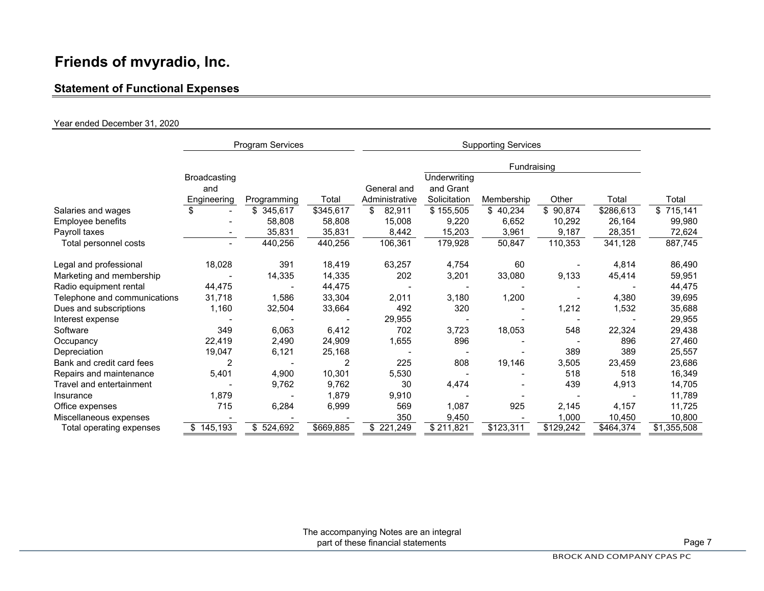# Friends of mvyradio, Inc.

## Statement of Functional Expenses

Year ended December 31, 2020

| | Program Services | | | Supporting Services | | | | | |
|---|---|---|---|---|---|---|---|---|---|
| | | | | | Fundraising | | | | |
| | Broadcasting and Engineering | Programming | Total | General and Administrative | Underwriting and Grant Solicitation | Membership | Other | Total | Total |
| Salaries and wages | $ - | $ 345,617 | $345,617 | $ 82,911 | $ 155,505 | $ 40,234 | $ 90,874 | $286,613 | $ 715,141 |
| Employee benefits | - | 58,808 | 58,808 | 15,008 | 9,220 | 6,652 | 10,292 | 26,164 | 99,980 |
| Payroll taxes | - | 35,831 | 35,831 | 8,442 | 15,203 | 3,961 | 9,187 | 28,351 | 72,624 |
| Total personnel costs | - | 440,256 | 440,256 | 106,361 | 179,928 | 50,847 | 110,353 | 341,128 | 887,745 |
| Legal and professional | 18,028 | 391 | 18,419 | 63,257 | 4,754 | 60 | - | 4,814 | 86,490 |
| Marketing and membership | - | 14,335 | 14,335 | 202 | 3,201 | 33,080 | 9,133 | 45,414 | 59,951 |
| Radio equipment rental | 44,475 | - | 44,475 | - | - | - | - | - | 44,475 |
| Telephone and communications | 31,718 | 1,586 | 33,304 | 2,011 | 3,180 | 1,200 | - | 4,380 | 39,695 |
| Dues and subscriptions | 1,160 | 32,504 | 33,664 | 492 | 320 | - | 1,212 | 1,532 | 35,688 |
| Interest expense | - | - | - | 29,955 | - | - | - | - | 29,955 |
| Software | 349 | 6,063 | 6,412 | 702 | 3,723 | 18,053 | 548 | 22,324 | 29,438 |
| Occupancy | 22,419 | 2,490 | 24,909 | 1,655 | 896 | - | - | 896 | 27,460 |
| Depreciation | 19,047 | 6,121 | 25,168 | - | - | - | 389 | 389 | 25,557 |
| Bank and credit card fees | 2 | - | 2 | 225 | 808 | 19,146 | 3,505 | 23,459 | 23,686 |
| Repairs and maintenance | 5,401 | 4,900 | 10,301 | 5,530 | - | - | 518 | 518 | 16,349 |
| Travel and entertainment | - | 9,762 | 9,762 | 30 | 4,474 | - | 439 | 4,913 | 14,705 |
| Insurance | 1,879 | - | 1,879 | 9,910 | - | - | - | - | 11,789 |
| Office expenses | 715 | 6,284 | 6,999 | 569 | 1,087 | 925 | 2,145 | 4,157 | 11,725 |
| Miscellaneous expenses | - | - | - | 350 | 9,450 | - | 1,000 | 10,450 | 10,800 |
| Total operating expenses | $ 145,193 | $ 524,692 | $669,885 | $ 221,249 | $ 211,821 | $123,311 | $129,242 | $464,374 | $1,355,508 |

The accompanying Notes are an integral part of these financial statements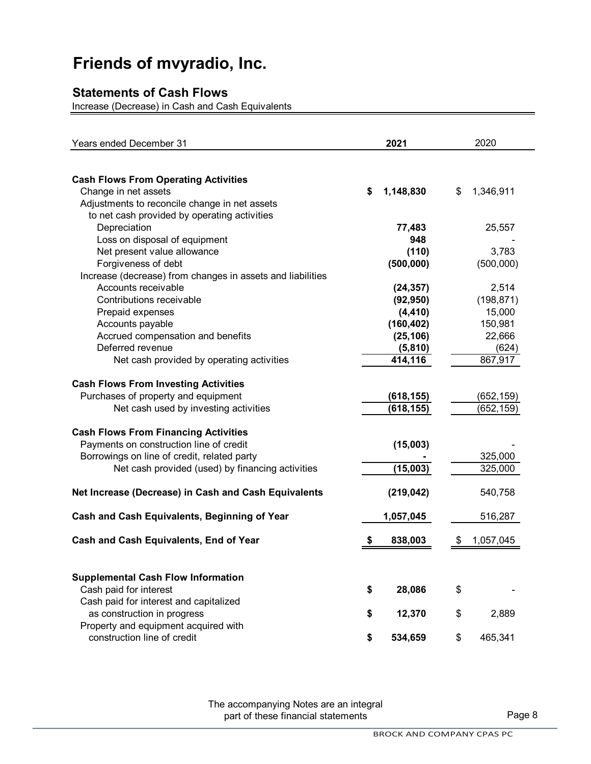# Friends of mvyradio, Inc.

## Statements of Cash Flows

Increase (Decrease) in Cash and Cash Equivalents

| Years ended December 31 | 2021 | 2020 |
|---|---|---|
| **Cash Flows From Operating Activities** | | |
| Change in net assets | $ 1,148,830 | $ 1,346,911 |
| Adjustments to reconcile change in net assets to net cash provided by operating activities | | |
| Depreciation | 77,483 | 25,557 |
| Loss on disposal of equipment | 948 | - |
| Net present value allowance | (110) | 3,783 |
| Forgiveness of debt | (500,000) | (500,000) |
| Increase (decrease) from changes in assets and liabilities | | |
| Accounts receivable | (24,357) | 2,514 |
| Contributions receivable | (92,950) | (198,871) |
| Prepaid expenses | (4,410) | 15,000 |
| Accounts payable | (160,402) | 150,981 |
| Accrued compensation and benefits | (25,106) | 22,666 |
| Deferred revenue | (5,810) | (624) |
| Net cash provided by operating activities | 414,116 | 867,917 |
| **Cash Flows From Investing Activities** | | |
| Purchases of property and equipment | (618,155) | (652,159) |
| Net cash used by investing activities | (618,155) | (652,159) |
| **Cash Flows From Financing Activities** | | |
| Payments on construction line of credit | (15,003) | - |
| Borrowings on line of credit, related party | - | 325,000 |
| Net cash provided (used) by financing activities | (15,003) | 325,000 |
| **Net Increase (Decrease) in Cash and Cash Equivalents** | (219,042) | 540,758 |
| **Cash and Cash Equivalents, Beginning of Year** | 1,057,045 | 516,287 |
| **Cash and Cash Equivalents, End of Year** | $ 838,003 | $ 1,057,045 |
| **Supplemental Cash Flow Information** | | |
| Cash paid for interest | $ 28,086 | $ - |
| Cash paid for interest and capitalized as construction in progress | $ 12,370 | $ 2,889 |
| Property and equipment acquired with construction line of credit | $ 534,659 | $ 465,341 |

The accompanying Notes are an integral part of these financial statements

BROCK AND COMPANY CPAS PC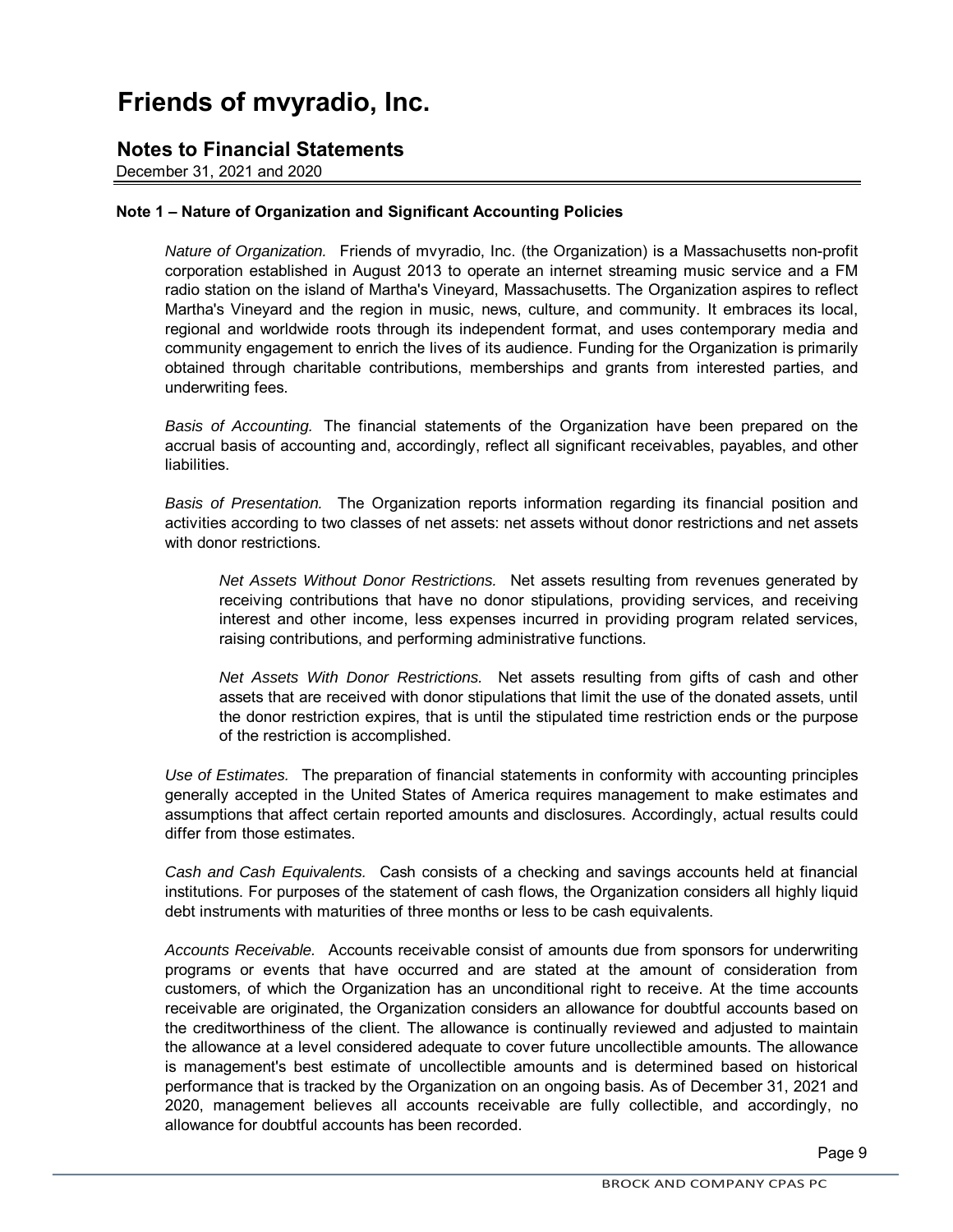# Friends of mvyradio, Inc.

## Notes to Financial Statements

December 31, 2021 and 2020

### Note 1 – Nature of Organization and Significant Accounting Policies

*Nature of Organization.* Friends of mvyradio, Inc. (the Organization) is a Massachusetts non-profit corporation established in August 2013 to operate an internet streaming music service and a FM radio station on the island of Martha's Vineyard, Massachusetts. The Organization aspires to reflect Martha's Vineyard and the region in music, news, culture, and community. It embraces its local, regional and worldwide roots through its independent format, and uses contemporary media and community engagement to enrich the lives of its audience. Funding for the Organization is primarily obtained through charitable contributions, memberships and grants from interested parties, and underwriting fees.

*Basis of Accounting.* The financial statements of the Organization have been prepared on the accrual basis of accounting and, accordingly, reflect all significant receivables, payables, and other liabilities.

*Basis of Presentation.* The Organization reports information regarding its financial position and activities according to two classes of net assets: net assets without donor restrictions and net assets with donor restrictions.

*Net Assets Without Donor Restrictions.* Net assets resulting from revenues generated by receiving contributions that have no donor stipulations, providing services, and receiving interest and other income, less expenses incurred in providing program related services, raising contributions, and performing administrative functions.

*Net Assets With Donor Restrictions.* Net assets resulting from gifts of cash and other assets that are received with donor stipulations that limit the use of the donated assets, until the donor restriction expires, that is until the stipulated time restriction ends or the purpose of the restriction is accomplished.

*Use of Estimates.* The preparation of financial statements in conformity with accounting principles generally accepted in the United States of America requires management to make estimates and assumptions that affect certain reported amounts and disclosures. Accordingly, actual results could differ from those estimates.

*Cash and Cash Equivalents.* Cash consists of a checking and savings accounts held at financial institutions. For purposes of the statement of cash flows, the Organization considers all highly liquid debt instruments with maturities of three months or less to be cash equivalents.

*Accounts Receivable.* Accounts receivable consist of amounts due from sponsors for underwriting programs or events that have occurred and are stated at the amount of consideration from customers, of which the Organization has an unconditional right to receive. At the time accounts receivable are originated, the Organization considers an allowance for doubtful accounts based on the creditworthiness of the client. The allowance is continually reviewed and adjusted to maintain the allowance at a level considered adequate to cover future uncollectible amounts. The allowance is management's best estimate of uncollectible amounts and is determined based on historical performance that is tracked by the Organization on an ongoing basis. As of December 31, 2021 and 2020, management believes all accounts receivable are fully collectible, and accordingly, no allowance for doubtful accounts has been recorded.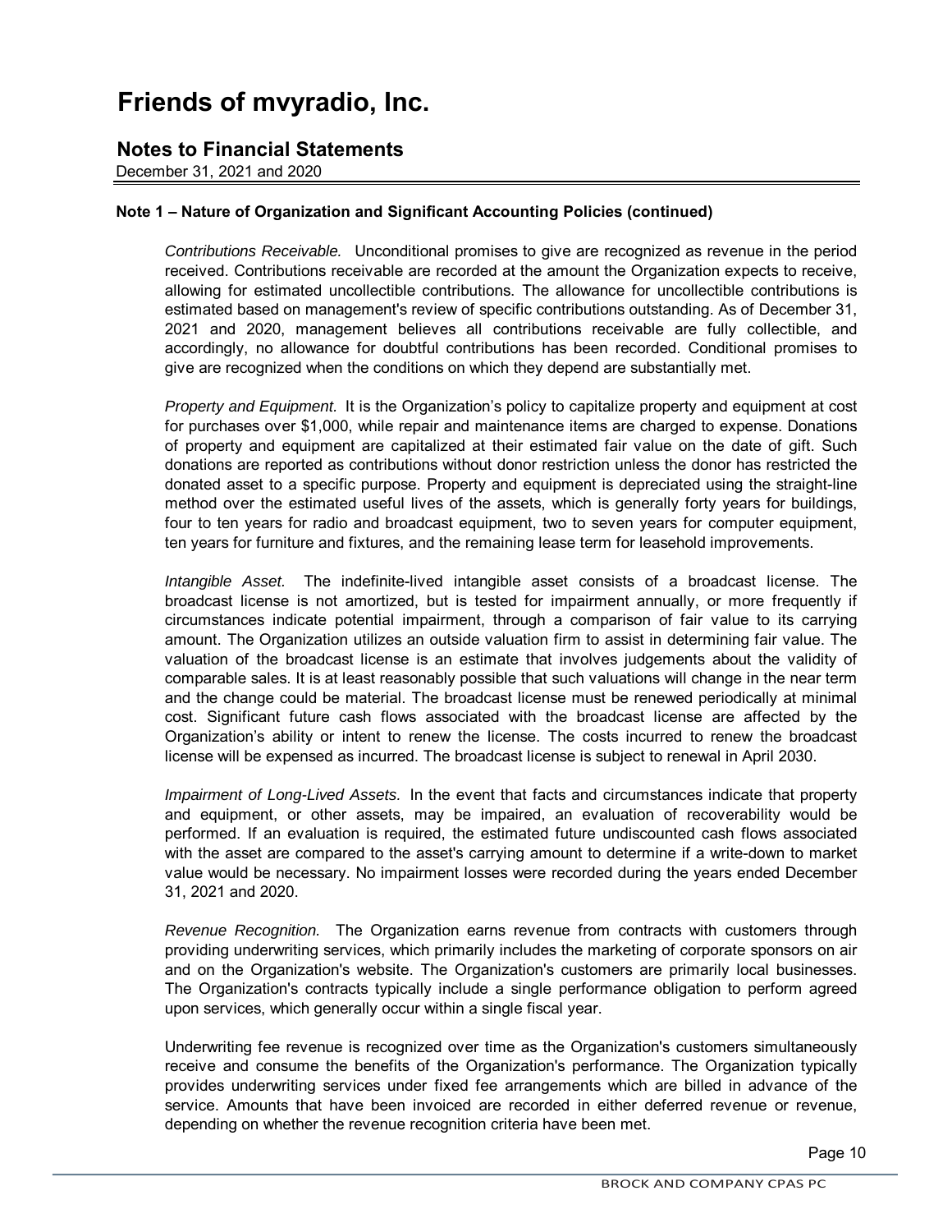# Friends of mvyradio, Inc.

## Notes to Financial Statements

December 31, 2021 and 2020

### Note 1 – Nature of Organization and Significant Accounting Policies (continued)

*Contributions Receivable.* Unconditional promises to give are recognized as revenue in the period received. Contributions receivable are recorded at the amount the Organization expects to receive, allowing for estimated uncollectible contributions. The allowance for uncollectible contributions is estimated based on management's review of specific contributions outstanding. As of December 31, 2021 and 2020, management believes all contributions receivable are fully collectible, and accordingly, no allowance for doubtful contributions has been recorded. Conditional promises to give are recognized when the conditions on which they depend are substantially met.

*Property and Equipment.* It is the Organization's policy to capitalize property and equipment at cost for purchases over $1,000, while repair and maintenance items are charged to expense. Donations of property and equipment are capitalized at their estimated fair value on the date of gift. Such donations are reported as contributions without donor restriction unless the donor has restricted the donated asset to a specific purpose. Property and equipment is depreciated using the straight-line method over the estimated useful lives of the assets, which is generally forty years for buildings, four to ten years for radio and broadcast equipment, two to seven years for computer equipment, ten years for furniture and fixtures, and the remaining lease term for leasehold improvements.

*Intangible Asset.* The indefinite-lived intangible asset consists of a broadcast license. The broadcast license is not amortized, but is tested for impairment annually, or more frequently if circumstances indicate potential impairment, through a comparison of fair value to its carrying amount. The Organization utilizes an outside valuation firm to assist in determining fair value. The valuation of the broadcast license is an estimate that involves judgements about the validity of comparable sales. It is at least reasonably possible that such valuations will change in the near term and the change could be material. The broadcast license must be renewed periodically at minimal cost. Significant future cash flows associated with the broadcast license are affected by the Organization's ability or intent to renew the license. The costs incurred to renew the broadcast license will be expensed as incurred. The broadcast license is subject to renewal in April 2030.

*Impairment of Long-Lived Assets.* In the event that facts and circumstances indicate that property and equipment, or other assets, may be impaired, an evaluation of recoverability would be performed. If an evaluation is required, the estimated future undiscounted cash flows associated with the asset are compared to the asset's carrying amount to determine if a write-down to market value would be necessary. No impairment losses were recorded during the years ended December 31, 2021 and 2020.

*Revenue Recognition.* The Organization earns revenue from contracts with customers through providing underwriting services, which primarily includes the marketing of corporate sponsors on air and on the Organization's website. The Organization's customers are primarily local businesses. The Organization's contracts typically include a single performance obligation to perform agreed upon services, which generally occur within a single fiscal year.

Underwriting fee revenue is recognized over time as the Organization's customers simultaneously receive and consume the benefits of the Organization's performance. The Organization typically provides underwriting services under fixed fee arrangements which are billed in advance of the service. Amounts that have been invoiced are recorded in either deferred revenue or revenue, depending on whether the revenue recognition criteria have been met.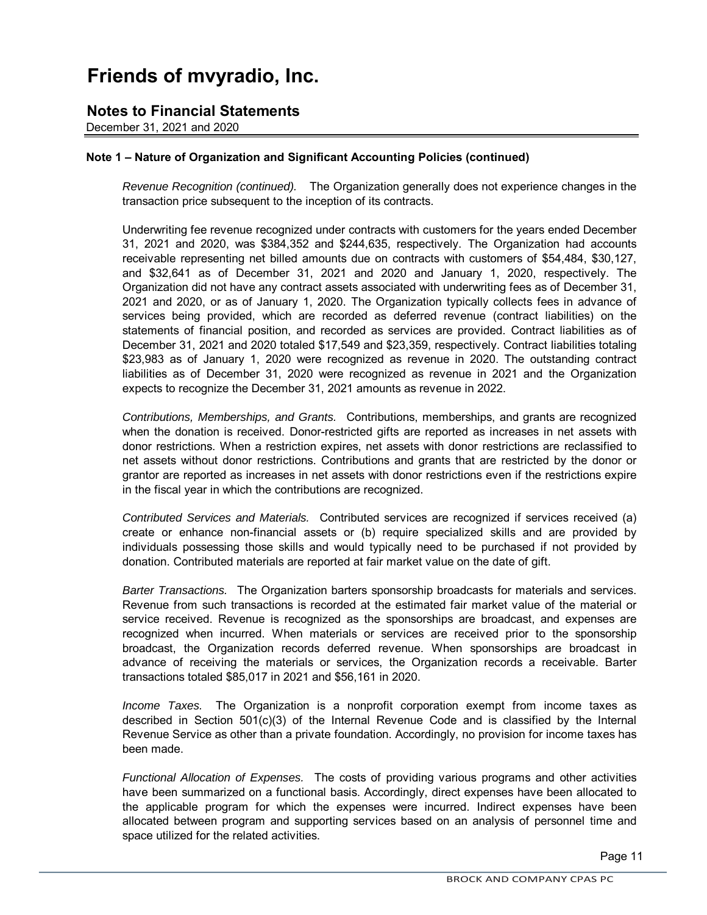# Friends of mvyradio, Inc.

## Notes to Financial Statements

December 31, 2021 and 2020

**Note 1 – Nature of Organization and Significant Accounting Policies (continued)**

*Revenue Recognition (continued).* The Organization generally does not experience changes in the transaction price subsequent to the inception of its contracts.

Underwriting fee revenue recognized under contracts with customers for the years ended December 31, 2021 and 2020, was $384,352 and $244,635, respectively. The Organization had accounts receivable representing net billed amounts due on contracts with customers of $54,484, $30,127, and $32,641 as of December 31, 2021 and 2020 and January 1, 2020, respectively. The Organization did not have any contract assets associated with underwriting fees as of December 31, 2021 and 2020, or as of January 1, 2020. The Organization typically collects fees in advance of services being provided, which are recorded as deferred revenue (contract liabilities) on the statements of financial position, and recorded as services are provided. Contract liabilities as of December 31, 2021 and 2020 totaled $17,549 and $23,359, respectively. Contract liabilities totaling $23,983 as of January 1, 2020 were recognized as revenue in 2020. The outstanding contract liabilities as of December 31, 2020 were recognized as revenue in 2021 and the Organization expects to recognize the December 31, 2021 amounts as revenue in 2022.

*Contributions, Memberships, and Grants.* Contributions, memberships, and grants are recognized when the donation is received. Donor-restricted gifts are reported as increases in net assets with donor restrictions. When a restriction expires, net assets with donor restrictions are reclassified to net assets without donor restrictions. Contributions and grants that are restricted by the donor or grantor are reported as increases in net assets with donor restrictions even if the restrictions expire in the fiscal year in which the contributions are recognized.

*Contributed Services and Materials.* Contributed services are recognized if services received (a) create or enhance non-financial assets or (b) require specialized skills and are provided by individuals possessing those skills and would typically need to be purchased if not provided by donation. Contributed materials are reported at fair market value on the date of gift.

*Barter Transactions.* The Organization barters sponsorship broadcasts for materials and services. Revenue from such transactions is recorded at the estimated fair market value of the material or service received. Revenue is recognized as the sponsorships are broadcast, and expenses are recognized when incurred. When materials or services are received prior to the sponsorship broadcast, the Organization records deferred revenue. When sponsorships are broadcast in advance of receiving the materials or services, the Organization records a receivable. Barter transactions totaled $85,017 in 2021 and $56,161 in 2020.

*Income Taxes.* The Organization is a nonprofit corporation exempt from income taxes as described in Section 501(c)(3) of the Internal Revenue Code and is classified by the Internal Revenue Service as other than a private foundation. Accordingly, no provision for income taxes has been made.

*Functional Allocation of Expenses.* The costs of providing various programs and other activities have been summarized on a functional basis. Accordingly, direct expenses have been allocated to the applicable program for which the expenses were incurred. Indirect expenses have been allocated between program and supporting services based on an analysis of personnel time and space utilized for the related activities.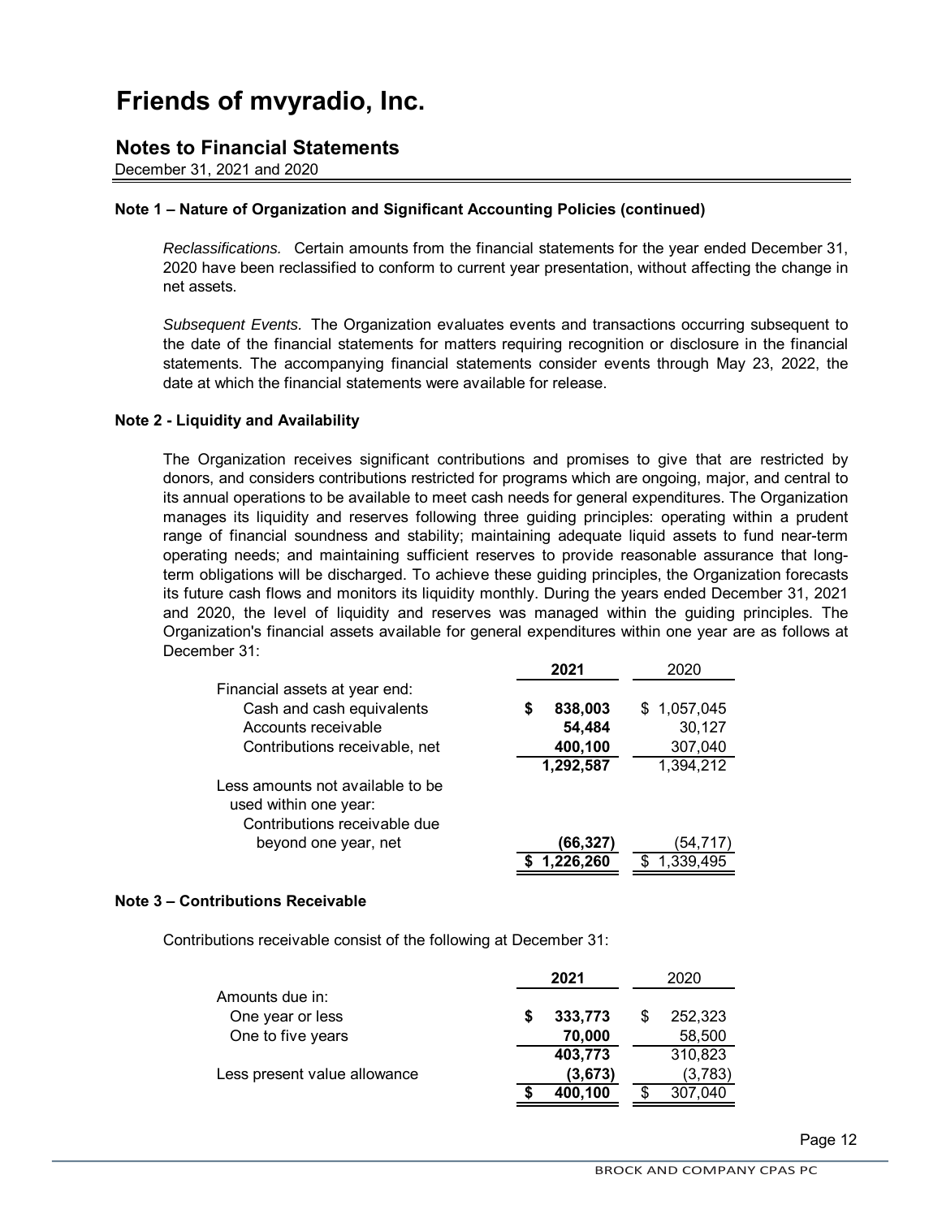# Friends of mvyradio, Inc.

## Notes to Financial Statements

December 31, 2021 and 2020

### Note 1 – Nature of Organization and Significant Accounting Policies (continued)

*Reclassifications.* Certain amounts from the financial statements for the year ended December 31, 2020 have been reclassified to conform to current year presentation, without affecting the change in net assets.

*Subsequent Events.* The Organization evaluates events and transactions occurring subsequent to the date of the financial statements for matters requiring recognition or disclosure in the financial statements. The accompanying financial statements consider events through May 23, 2022, the date at which the financial statements were available for release.

### Note 2 - Liquidity and Availability

The Organization receives significant contributions and promises to give that are restricted by donors, and considers contributions restricted for programs which are ongoing, major, and central to its annual operations to be available to meet cash needs for general expenditures. The Organization manages its liquidity and reserves following three guiding principles: operating within a prudent range of financial soundness and stability; maintaining adequate liquid assets to fund near-term operating needs; and maintaining sufficient reserves to provide reasonable assurance that long-term obligations will be discharged. To achieve these guiding principles, the Organization forecasts its future cash flows and monitors its liquidity monthly. During the years ended December 31, 2021 and 2020, the level of liquidity and reserves was managed within the guiding principles. The Organization's financial assets available for general expenditures within one year are as follows at December 31:

| | **2021** | 2020 |
|---|---|---|
| Financial assets at year end: | | |
| Cash and cash equivalents | **$ 838,003** | $ 1,057,045 |
| Accounts receivable | **54,484** | 30,127 |
| Contributions receivable, net | **400,100** | 307,040 |
| | **1,292,587** | 1,394,212 |
| Less amounts not available to be used within one year: | | |
| Contributions receivable due beyond one year, net | **(66,327)** | (54,717) |
| | **$ 1,226,260** | $ 1,339,495 |

### Note 3 – Contributions Receivable

Contributions receivable consist of the following at December 31:

| | **2021** | 2020 |
|---|---|---|
| Amounts due in: | | |
| One year or less | **$ 333,773** | $ 252,323 |
| One to five years | **70,000** | 58,500 |
| | **403,773** | 310,823 |
| Less present value allowance | **(3,673)** | (3,783) |
| | **$ 400,100** | $ 307,040 |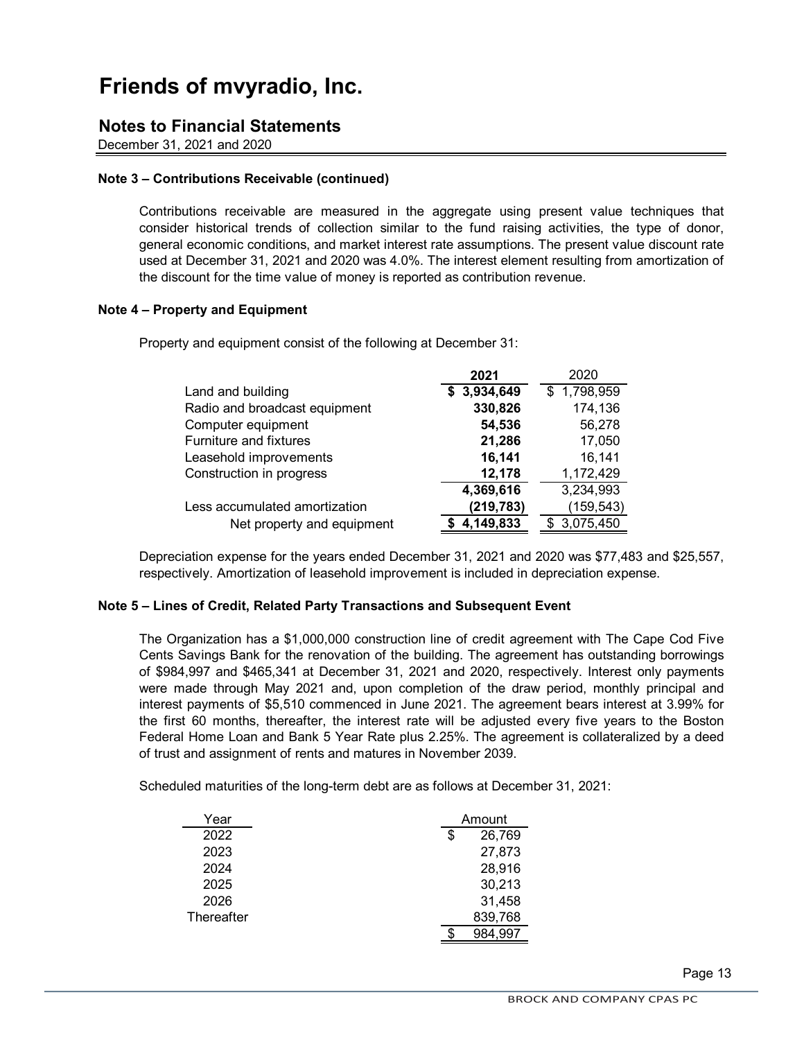# Friends of mvyradio, Inc.

## Notes to Financial Statements

December 31, 2021 and 2020

**Note 3 – Contributions Receivable (continued)**

Contributions receivable are measured in the aggregate using present value techniques that consider historical trends of collection similar to the fund raising activities, the type of donor, general economic conditions, and market interest rate assumptions. The present value discount rate used at December 31, 2021 and 2020 was 4.0%. The interest element resulting from amortization of the discount for the time value of money is reported as contribution revenue.

**Note 4 – Property and Equipment**

Property and equipment consist of the following at December 31:

| | 2021 | 2020 |
|---|---|---|
| Land and building | $ 3,934,649 | $ 1,798,959 |
| Radio and broadcast equipment | 330,826 | 174,136 |
| Computer equipment | 54,536 | 56,278 |
| Furniture and fixtures | 21,286 | 17,050 |
| Leasehold improvements | 16,141 | 16,141 |
| Construction in progress | 12,178 | 1,172,429 |
| | 4,369,616 | 3,234,993 |
| Less accumulated amortization | (219,783) | (159,543) |
| Net property and equipment | $ 4,149,833 | $ 3,075,450 |

Depreciation expense for the years ended December 31, 2021 and 2020 was $77,483 and $25,557, respectively. Amortization of leasehold improvement is included in depreciation expense.

**Note 5 – Lines of Credit, Related Party Transactions and Subsequent Event**

The Organization has a $1,000,000 construction line of credit agreement with The Cape Cod Five Cents Savings Bank for the renovation of the building. The agreement has outstanding borrowings of $984,997 and $465,341 at December 31, 2021 and 2020, respectively. Interest only payments were made through May 2021 and, upon completion of the draw period, monthly principal and interest payments of $5,510 commenced in June 2021. The agreement bears interest at 3.99% for the first 60 months, thereafter, the interest rate will be adjusted every five years to the Boston Federal Home Loan and Bank 5 Year Rate plus 2.25%. The agreement is collateralized by a deed of trust and assignment of rents and matures in November 2039.

Scheduled maturities of the long-term debt are as follows at December 31, 2021:

| Year | Amount |
|---|---|
| 2022 | $ 26,769 |
| 2023 | 27,873 |
| 2024 | 28,916 |
| 2025 | 30,213 |
| 2026 | 31,458 |
| Thereafter | 839,768 |
| | $ 984,997 |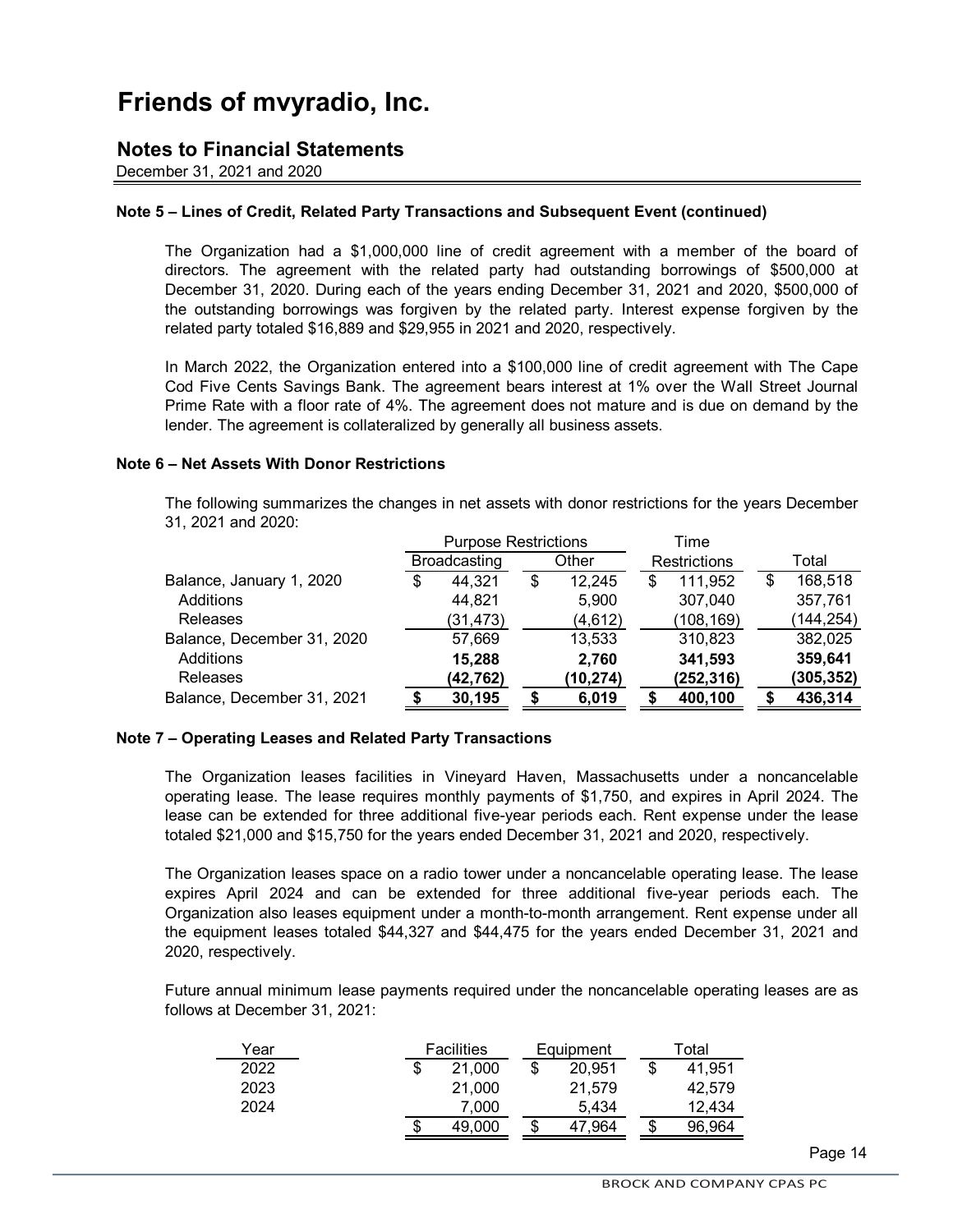# Friends of mvyradio, Inc.

## Notes to Financial Statements

December 31, 2021 and 2020

**Note 5 – Lines of Credit, Related Party Transactions and Subsequent Event (continued)**

The Organization had a $1,000,000 line of credit agreement with a member of the board of directors. The agreement with the related party had outstanding borrowings of $500,000 at December 31, 2020. During each of the years ending December 31, 2021 and 2020, $500,000 of the outstanding borrowings was forgiven by the related party. Interest expense forgiven by the related party totaled $16,889 and $29,955 in 2021 and 2020, respectively.

In March 2022, the Organization entered into a $100,000 line of credit agreement with The Cape Cod Five Cents Savings Bank. The agreement bears interest at 1% over the Wall Street Journal Prime Rate with a floor rate of 4%. The agreement does not mature and is due on demand by the lender. The agreement is collateralized by generally all business assets.

**Note 6 – Net Assets With Donor Restrictions**

The following summarizes the changes in net assets with donor restrictions for the years December 31, 2021 and 2020:

| | Purpose Restrictions | | Time | |
|---|---|---|---|---|
| | Broadcasting | Other | Restrictions | Total |
| Balance, January 1, 2020 | $ 44,321 | $ 12,245 | $ 111,952 | $ 168,518 |
| Additions | 44,821 | 5,900 | 307,040 | 357,761 |
| Releases | (31,473) | (4,612) | (108,169) | (144,254) |
| Balance, December 31, 2020 | 57,669 | 13,533 | 310,823 | 382,025 |
| Additions | **15,288** | **2,760** | **341,593** | **359,641** |
| Releases | **(42,762)** | **(10,274)** | **(252,316)** | **(305,352)** |
| Balance, December 31, 2021 | **$ 30,195** | **$ 6,019** | **$ 400,100** | **$ 436,314** |

**Note 7 – Operating Leases and Related Party Transactions**

The Organization leases facilities in Vineyard Haven, Massachusetts under a noncancelable operating lease. The lease requires monthly payments of $1,750, and expires in April 2024. The lease can be extended for three additional five-year periods each. Rent expense under the lease totaled $21,000 and $15,750 for the years ended December 31, 2021 and 2020, respectively.

The Organization leases space on a radio tower under a noncancelable operating lease. The lease expires April 2024 and can be extended for three additional five-year periods each. The Organization also leases equipment under a month-to-month arrangement. Rent expense under all the equipment leases totaled $44,327 and $44,475 for the years ended December 31, 2021 and 2020, respectively.

Future annual minimum lease payments required under the noncancelable operating leases are as follows at December 31, 2021:

| Year | Facilities | Equipment | Total |
|---|---|---|---|
| 2022 | $ 21,000 | $ 20,951 | $ 41,951 |
| 2023 | 21,000 | 21,579 | 42,579 |
| 2024 | 7,000 | 5,434 | 12,434 |
| | $ 49,000 | $ 47,964 | $ 96,964 |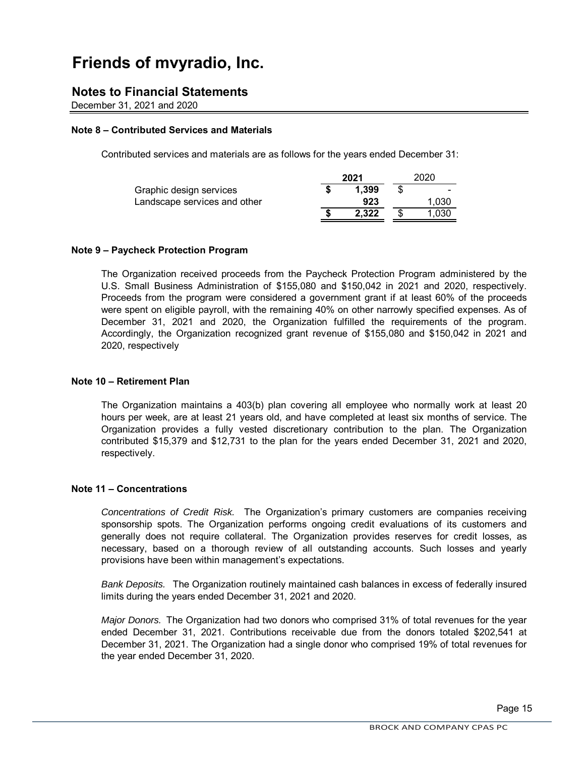# Friends of mvyradio, Inc.

## Notes to Financial Statements

December 31, 2021 and 2020

### Note 8 – Contributed Services and Materials

Contributed services and materials are as follows for the years ended December 31:

| | 2021 | 2020 |
|---|---|---|
| Graphic design services | $ 1,399 | $ - |
| Landscape services and other | 923 | 1,030 |
| | $ 2,322 | $ 1,030 |

### Note 9 – Paycheck Protection Program

The Organization received proceeds from the Paycheck Protection Program administered by the U.S. Small Business Administration of $155,080 and $150,042 in 2021 and 2020, respectively. Proceeds from the program were considered a government grant if at least 60% of the proceeds were spent on eligible payroll, with the remaining 40% on other narrowly specified expenses. As of December 31, 2021 and 2020, the Organization fulfilled the requirements of the program. Accordingly, the Organization recognized grant revenue of $155,080 and $150,042 in 2021 and 2020, respectively

### Note 10 – Retirement Plan

The Organization maintains a 403(b) plan covering all employee who normally work at least 20 hours per week, are at least 21 years old, and have completed at least six months of service. The Organization provides a fully vested discretionary contribution to the plan. The Organization contributed $15,379 and $12,731 to the plan for the years ended December 31, 2021 and 2020, respectively.

### Note 11 – Concentrations

*Concentrations of Credit Risk.* The Organization's primary customers are companies receiving sponsorship spots. The Organization performs ongoing credit evaluations of its customers and generally does not require collateral. The Organization provides reserves for credit losses, as necessary, based on a thorough review of all outstanding accounts. Such losses and yearly provisions have been within management's expectations.

*Bank Deposits.* The Organization routinely maintained cash balances in excess of federally insured limits during the years ended December 31, 2021 and 2020.

*Major Donors.* The Organization had two donors who comprised 31% of total revenues for the year ended December 31, 2021. Contributions receivable due from the donors totaled $202,541 at December 31, 2021. The Organization had a single donor who comprised 19% of total revenues for the year ended December 31, 2020.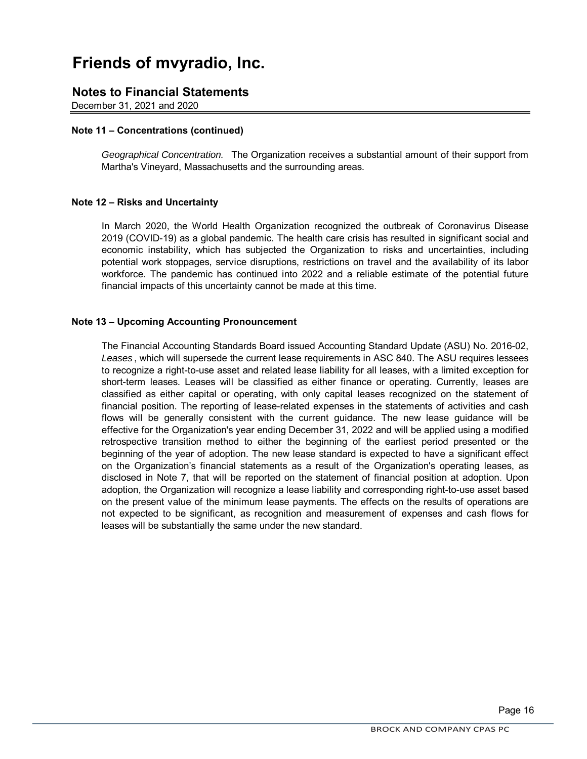# Friends of mvyradio, Inc.

## Notes to Financial Statements

December 31, 2021 and 2020

**Note 11 – Concentrations (continued)**

*Geographical Concentration.* The Organization receives a substantial amount of their support from Martha's Vineyard, Massachusetts and the surrounding areas.

**Note 12 – Risks and Uncertainty**

In March 2020, the World Health Organization recognized the outbreak of Coronavirus Disease 2019 (COVID-19) as a global pandemic. The health care crisis has resulted in significant social and economic instability, which has subjected the Organization to risks and uncertainties, including potential work stoppages, service disruptions, restrictions on travel and the availability of its labor workforce. The pandemic has continued into 2022 and a reliable estimate of the potential future financial impacts of this uncertainty cannot be made at this time.

**Note 13 – Upcoming Accounting Pronouncement**

The Financial Accounting Standards Board issued Accounting Standard Update (ASU) No. 2016-02, *Leases*, which will supersede the current lease requirements in ASC 840. The ASU requires lessees to recognize a right-to-use asset and related lease liability for all leases, with a limited exception for short-term leases. Leases will be classified as either finance or operating. Currently, leases are classified as either capital or operating, with only capital leases recognized on the statement of financial position. The reporting of lease-related expenses in the statements of activities and cash flows will be generally consistent with the current guidance. The new lease guidance will be effective for the Organization's year ending December 31, 2022 and will be applied using a modified retrospective transition method to either the beginning of the earliest period presented or the beginning of the year of adoption. The new lease standard is expected to have a significant effect on the Organization's financial statements as a result of the Organization's operating leases, as disclosed in Note 7, that will be reported on the statement of financial position at adoption. Upon adoption, the Organization will recognize a lease liability and corresponding right-to-use asset based on the present value of the minimum lease payments. The effects on the results of operations are not expected to be significant, as recognition and measurement of expenses and cash flows for leases will be substantially the same under the new standard.